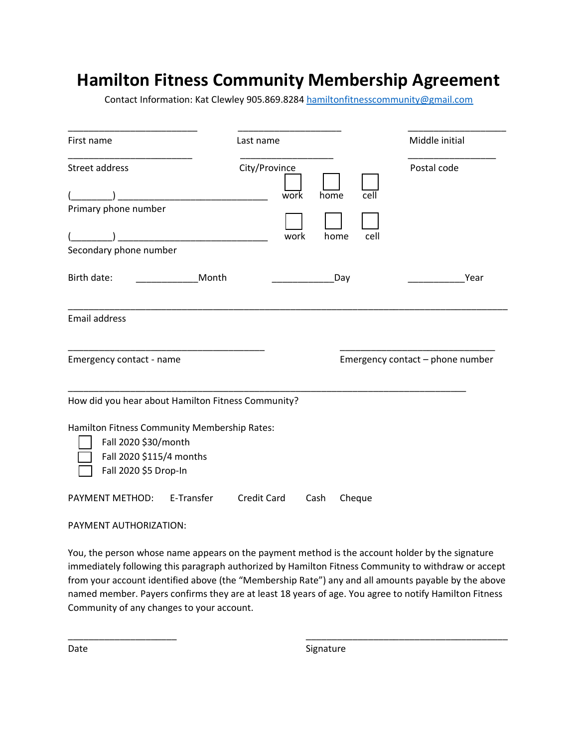# Hamilton Fitness Community Membership Agreement

Contact Information: Kat Clewley 905.869.8284 hamiltonfitnesscommunity@gmail.com

_________________________ _________________________ _________________________

First name Last name Middle initial

_________________________ _________________________ _________________________

Street address City/Province Postal code

(________) ____________________________ ☐ work ☐ home ☐ cell

Primary phone number

(________) ____________________________ ☐ work ☐ home ☐ cell

Secondary phone number

Birth date: ____________Month ____________Day ___________Year

_______________________________________________________________________________

Email address

_______________________________________ _______________________________

Emergency contact - name Emergency contact – phone number

_______________________________________________________________________________

How did you hear about Hamilton Fitness Community?

Hamilton Fitness Community Membership Rates:

- ☐ Fall 2020 $30/month
- ☐ Fall 2020 $115/4 months
- ☐ Fall 2020 $5 Drop-In

PAYMENT METHOD: E-Transfer Credit Card Cash Cheque

PAYMENT AUTHORIZATION:

You, the person whose name appears on the payment method is the account holder by the signature immediately following this paragraph authorized by Hamilton Fitness Community to withdraw or accept from your account identified above (the "Membership Rate") any and all amounts payable by the above named member. Payers confirms they are at least 18 years of age. You agree to notify Hamilton Fitness Community of any changes to your account.

_____________________ _________________________________________

Date Signature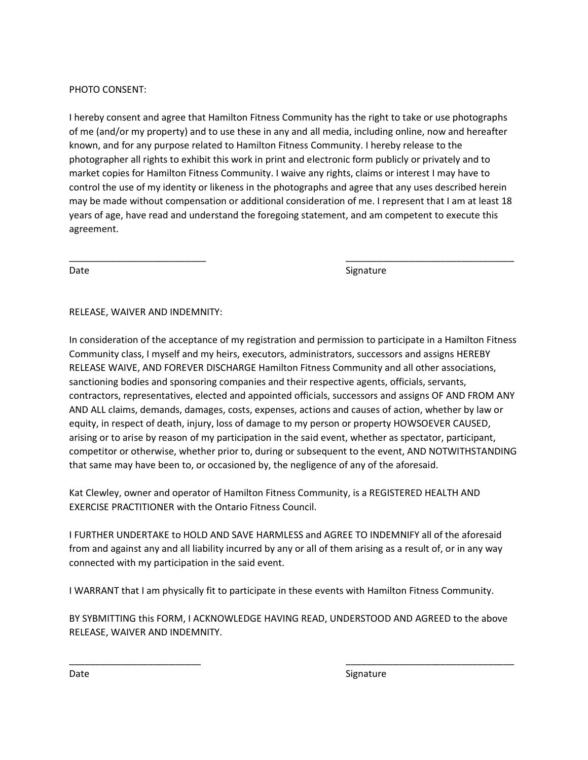PHOTO CONSENT:

I hereby consent and agree that Hamilton Fitness Community has the right to take or use photographs of me (and/or my property) and to use these in any and all media, including online, now and hereafter known, and for any purpose related to Hamilton Fitness Community. I hereby release to the photographer all rights to exhibit this work in print and electronic form publicly or privately and to market copies for Hamilton Fitness Community. I waive any rights, claims or interest I may have to control the use of my identity or likeness in the photographs and agree that any uses described herein may be made without compensation or additional consideration of me. I represent that I am at least 18 years of age, have read and understand the foregoing statement, and am competent to execute this agreement.

_________________________ &nbsp;&nbsp;&nbsp;&nbsp;&nbsp;&nbsp;&nbsp;&nbsp; _______________________________

Date &nbsp;&nbsp;&nbsp;&nbsp;&nbsp;&nbsp;&nbsp;&nbsp;&nbsp;&nbsp;&nbsp;&nbsp;&nbsp;&nbsp;&nbsp;&nbsp;&nbsp;&nbsp;&nbsp;&nbsp;&nbsp;&nbsp;&nbsp;&nbsp;&nbsp;&nbsp;&nbsp;&nbsp;&nbsp;&nbsp;&nbsp;&nbsp;&nbsp; Signature

RELEASE, WAIVER AND INDEMNITY:

In consideration of the acceptance of my registration and permission to participate in a Hamilton Fitness Community class, I myself and my heirs, executors, administrators, successors and assigns HEREBY RELEASE WAIVE, AND FOREVER DISCHARGE Hamilton Fitness Community and all other associations, sanctioning bodies and sponsoring companies and their respective agents, officials, servants, contractors, representatives, elected and appointed officials, successors and assigns OF AND FROM ANY AND ALL claims, demands, damages, costs, expenses, actions and causes of action, whether by law or equity, in respect of death, injury, loss of damage to my person or property HOWSOEVER CAUSED, arising or to arise by reason of my participation in the said event, whether as spectator, participant, competitor or otherwise, whether prior to, during or subsequent to the event, AND NOTWITHSTANDING that same may have been to, or occasioned by, the negligence of any of the aforesaid.

Kat Clewley, owner and operator of Hamilton Fitness Community, is a REGISTERED HEALTH AND EXERCISE PRACTITIONER with the Ontario Fitness Council.

I FURTHER UNDERTAKE to HOLD AND SAVE HARMLESS and AGREE TO INDEMNIFY all of the aforesaid from and against any and all liability incurred by any or all of them arising as a result of, or in any way connected with my participation in the said event.

I WARRANT that I am physically fit to participate in these events with Hamilton Fitness Community.

BY SYBMITTING this FORM, I ACKNOWLEDGE HAVING READ, UNDERSTOOD AND AGREED to the above RELEASE, WAIVER AND INDEMNITY.

_________________________ &nbsp;&nbsp;&nbsp;&nbsp;&nbsp;&nbsp;&nbsp;&nbsp; _______________________________

Date &nbsp;&nbsp;&nbsp;&nbsp;&nbsp;&nbsp;&nbsp;&nbsp;&nbsp;&nbsp;&nbsp;&nbsp;&nbsp;&nbsp;&nbsp;&nbsp;&nbsp;&nbsp;&nbsp;&nbsp;&nbsp;&nbsp;&nbsp;&nbsp;&nbsp;&nbsp;&nbsp;&nbsp;&nbsp;&nbsp;&nbsp;&nbsp;&nbsp; Signature